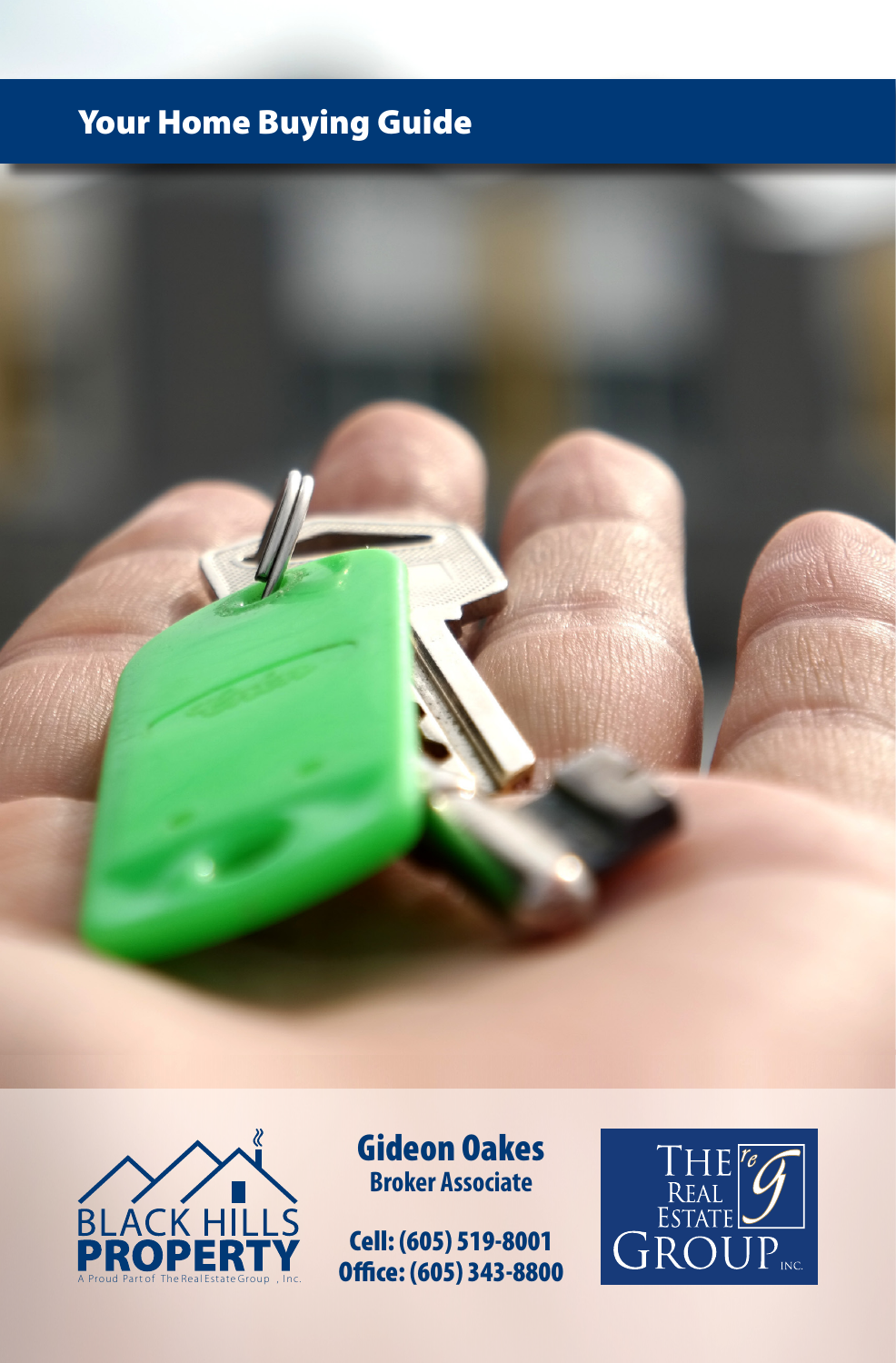# Your Home Buying Guide

BLACK HILLS **PROPERTY**
A Proud Part of The Real Estate Group, Inc.

**Gideon Oakes**
**Broker Associate**

**Cell: (605) 519-8001**
**Office: (605) 343-8800**

THE REAL ESTATE GROUP INC.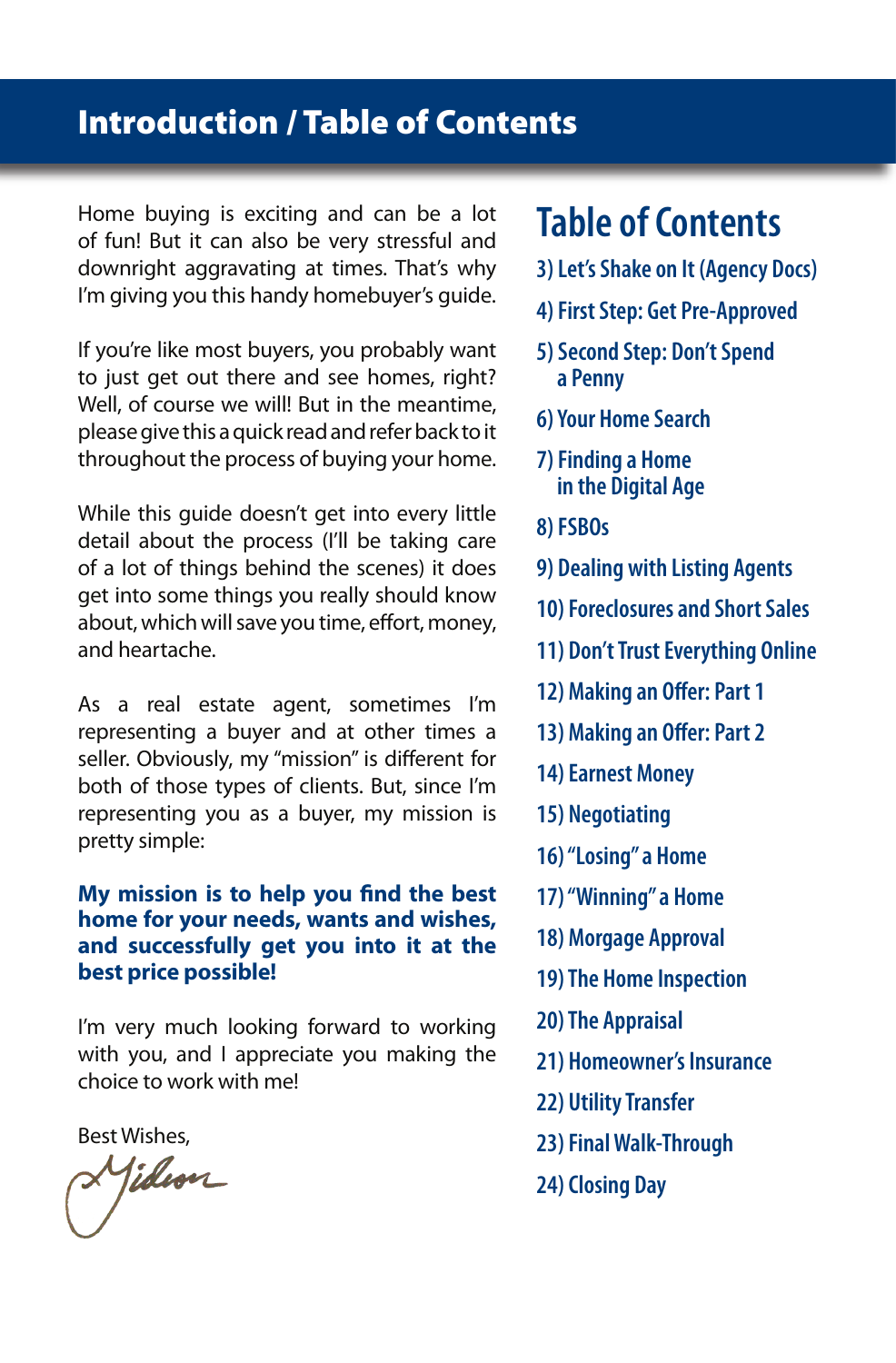# Introduction / Table of Contents

Home buying is exciting and can be a lot of fun! But it can also be very stressful and downright aggravating at times. That's why I'm giving you this handy homebuyer's guide.

If you're like most buyers, you probably want to just get out there and see homes, right? Well, of course we will! But in the meantime, please give this a quick read and refer back to it throughout the process of buying your home.

While this guide doesn't get into every little detail about the process (I'll be taking care of a lot of things behind the scenes) it does get into some things you really should know about, which will save you time, effort, money, and heartache.

As a real estate agent, sometimes I'm representing a buyer and at other times a seller. Obviously, my "mission" is different for both of those types of clients. But, since I'm representing you as a buyer, my mission is pretty simple:

**My mission is to help you find the best home for your needs, wants and wishes, and successfully get you into it at the best price possible!**

I'm very much looking forward to working with you, and I appreciate you making the choice to work with me!

Best Wishes,

Gideon

## Table of Contents

3) Let's Shake on It (Agency Docs)
4) First Step: Get Pre-Approved
5) Second Step: Don't Spend a Penny
6) Your Home Search
7) Finding a Home in the Digital Age
8) FSBOs
9) Dealing with Listing Agents
10) Foreclosures and Short Sales
11) Don't Trust Everything Online
12) Making an Offer: Part 1
13) Making an Offer: Part 2
14) Earnest Money
15) Negotiating
16) "Losing" a Home
17) "Winning" a Home
18) Morgage Approval
19) The Home Inspection
20) The Appraisal
21) Homeowner's Insurance
22) Utility Transfer
23) Final Walk-Through
24) Closing Day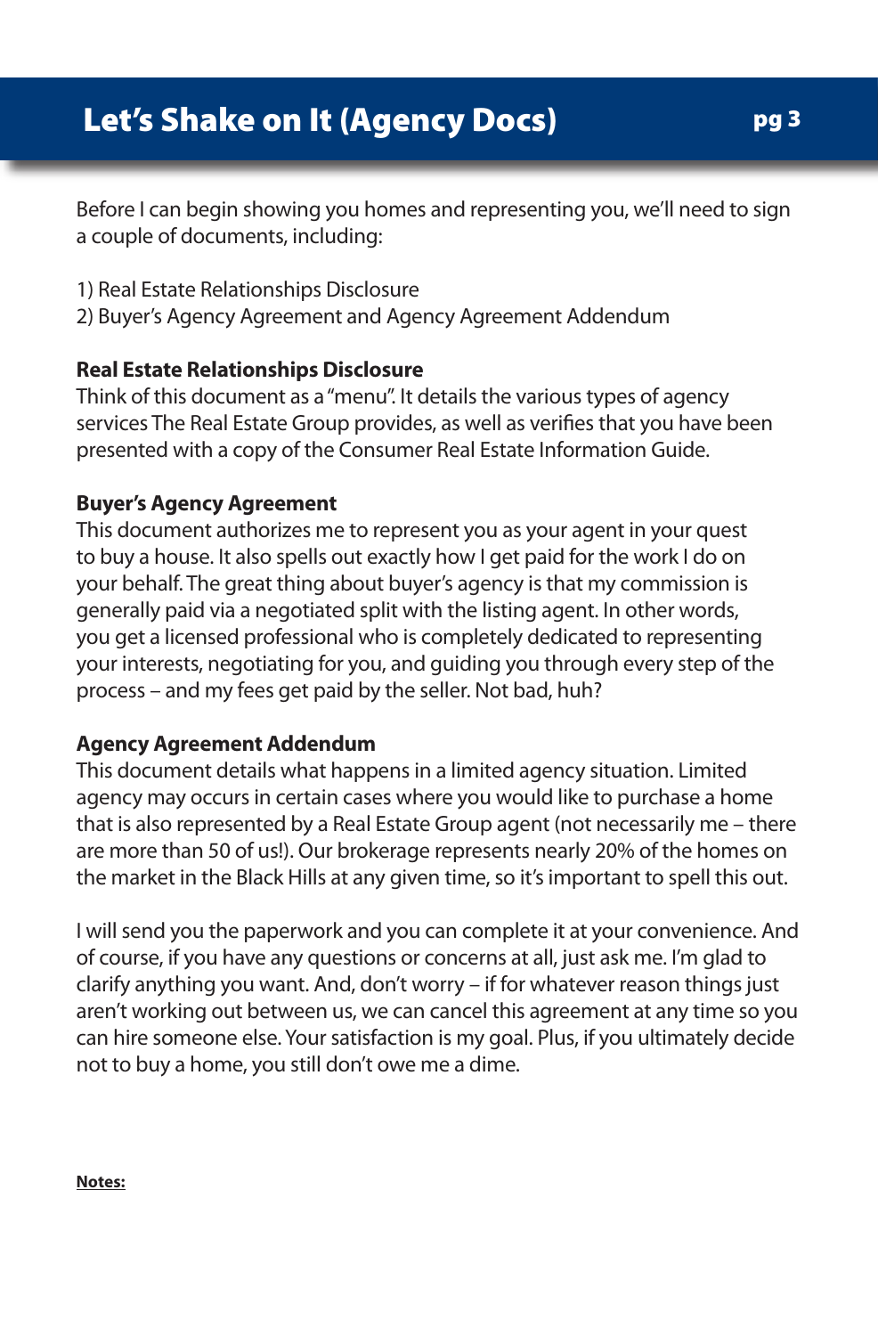# Let's Shake on It (Agency Docs)

Before I can begin showing you homes and representing you, we'll need to sign a couple of documents, including:

1) Real Estate Relationships Disclosure
2) Buyer's Agency Agreement and Agency Agreement Addendum

**Real Estate Relationships Disclosure**
Think of this document as a "menu". It details the various types of agency services The Real Estate Group provides, as well as verifies that you have been presented with a copy of the Consumer Real Estate Information Guide.

**Buyer's Agency Agreement**
This document authorizes me to represent you as your agent in your quest to buy a house. It also spells out exactly how I get paid for the work I do on your behalf. The great thing about buyer's agency is that my commission is generally paid via a negotiated split with the listing agent. In other words, you get a licensed professional who is completely dedicated to representing your interests, negotiating for you, and guiding you through every step of the process – and my fees get paid by the seller. Not bad, huh?

**Agency Agreement Addendum**
This document details what happens in a limited agency situation. Limited agency may occurs in certain cases where you would like to purchase a home that is also represented by a Real Estate Group agent (not necessarily me – there are more than 50 of us!). Our brokerage represents nearly 20% of the homes on the market in the Black Hills at any given time, so it's important to spell this out.

I will send you the paperwork and you can complete it at your convenience. And of course, if you have any questions or concerns at all, just ask me. I'm glad to clarify anything you want. And, don't worry – if for whatever reason things just aren't working out between us, we can cancel this agreement at any time so you can hire someone else. Your satisfaction is my goal. Plus, if you ultimately decide not to buy a home, you still don't owe me a dime.

**Notes:**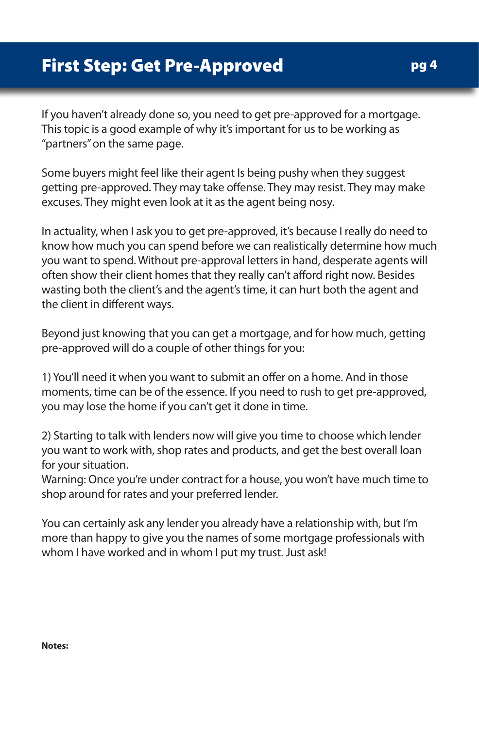# First Step: Get Pre-Approved

If you haven't already done so, you need to get pre-approved for a mortgage. This topic is a good example of why it's important for us to be working as "partners" on the same page.

Some buyers might feel like their agent Is being pushy when they suggest getting pre-approved. They may take offense. They may resist. They may make excuses. They might even look at it as the agent being nosy.

In actuality, when I ask you to get pre-approved, it's because I really do need to know how much you can spend before we can realistically determine how much you want to spend. Without pre-approval letters in hand, desperate agents will often show their client homes that they really can't afford right now. Besides wasting both the client's and the agent's time, it can hurt both the agent and the client in different ways.

Beyond just knowing that you can get a mortgage, and for how much, getting pre-approved will do a couple of other things for you:

1) You'll need it when you want to submit an offer on a home. And in those moments, time can be of the essence. If you need to rush to get pre-approved, you may lose the home if you can't get it done in time.

2) Starting to talk with lenders now will give you time to choose which lender you want to work with, shop rates and products, and get the best overall loan for your situation.
Warning: Once you're under contract for a house, you won't have much time to shop around for rates and your preferred lender.

You can certainly ask any lender you already have a relationship with, but I'm more than happy to give you the names of some mortgage professionals with whom I have worked and in whom I put my trust. Just ask!

**Notes:**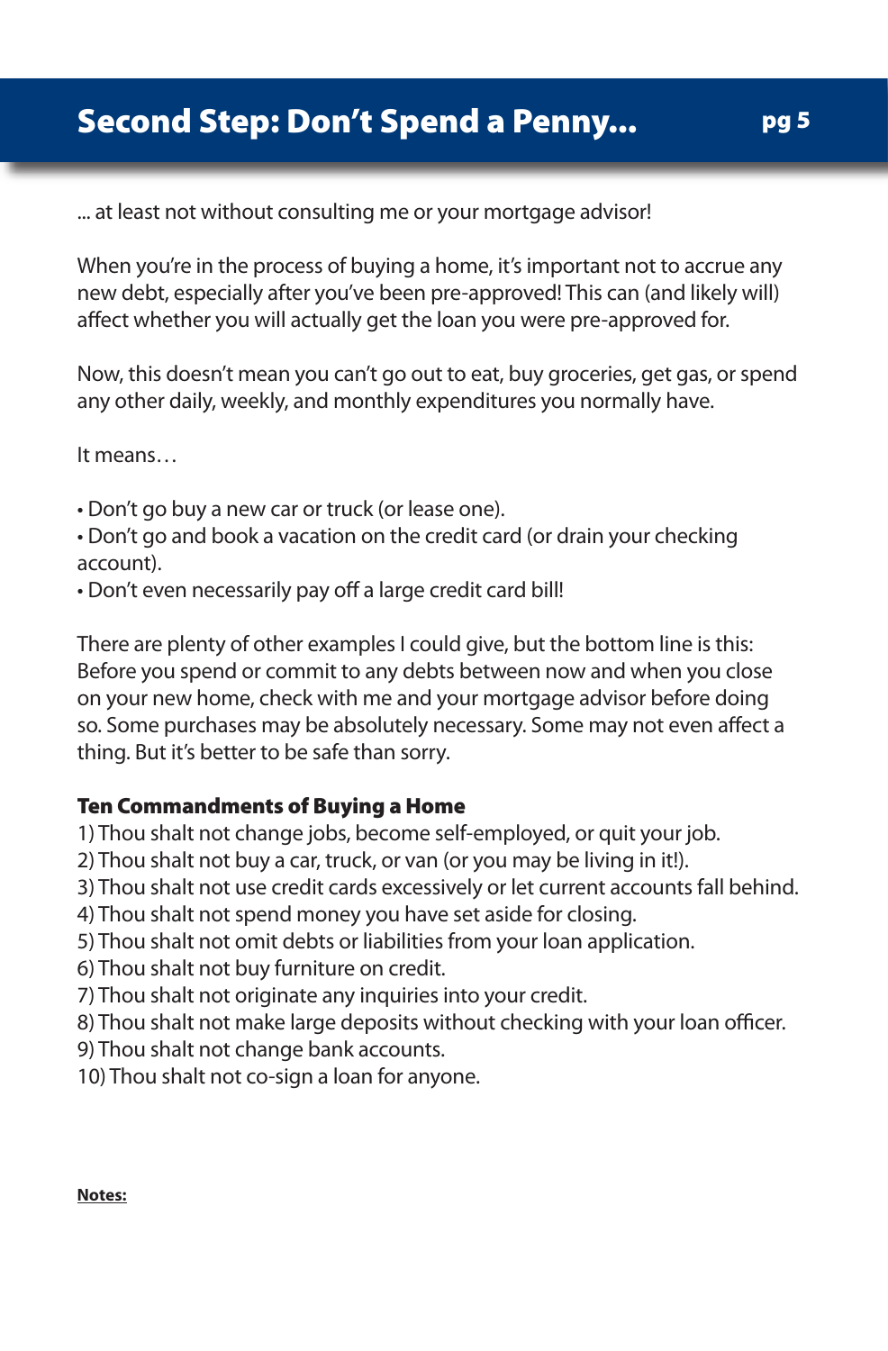# Second Step: Don't Spend a Penny...

... at least not without consulting me or your mortgage advisor!

When you're in the process of buying a home, it's important not to accrue any new debt, especially after you've been pre-approved! This can (and likely will) affect whether you will actually get the loan you were pre-approved for.

Now, this doesn't mean you can't go out to eat, buy groceries, get gas, or spend any other daily, weekly, and monthly expenditures you normally have.

It means…

- Don't go buy a new car or truck (or lease one).
- Don't go and book a vacation on the credit card (or drain your checking account).
- Don't even necessarily pay off a large credit card bill!

There are plenty of other examples I could give, but the bottom line is this: Before you spend or commit to any debts between now and when you close on your new home, check with me and your mortgage advisor before doing so. Some purchases may be absolutely necessary. Some may not even affect a thing. But it's better to be safe than sorry.

### Ten Commandments of Buying a Home

1) Thou shalt not change jobs, become self-employed, or quit your job.
2) Thou shalt not buy a car, truck, or van (or you may be living in it!).
3) Thou shalt not use credit cards excessively or let current accounts fall behind.
4) Thou shalt not spend money you have set aside for closing.
5) Thou shalt not omit debts or liabilities from your loan application.
6) Thou shalt not buy furniture on credit.
7) Thou shalt not originate any inquiries into your credit.
8) Thou shalt not make large deposits without checking with your loan officer.
9) Thou shalt not change bank accounts.
10) Thou shalt not co-sign a loan for anyone.

**Notes:**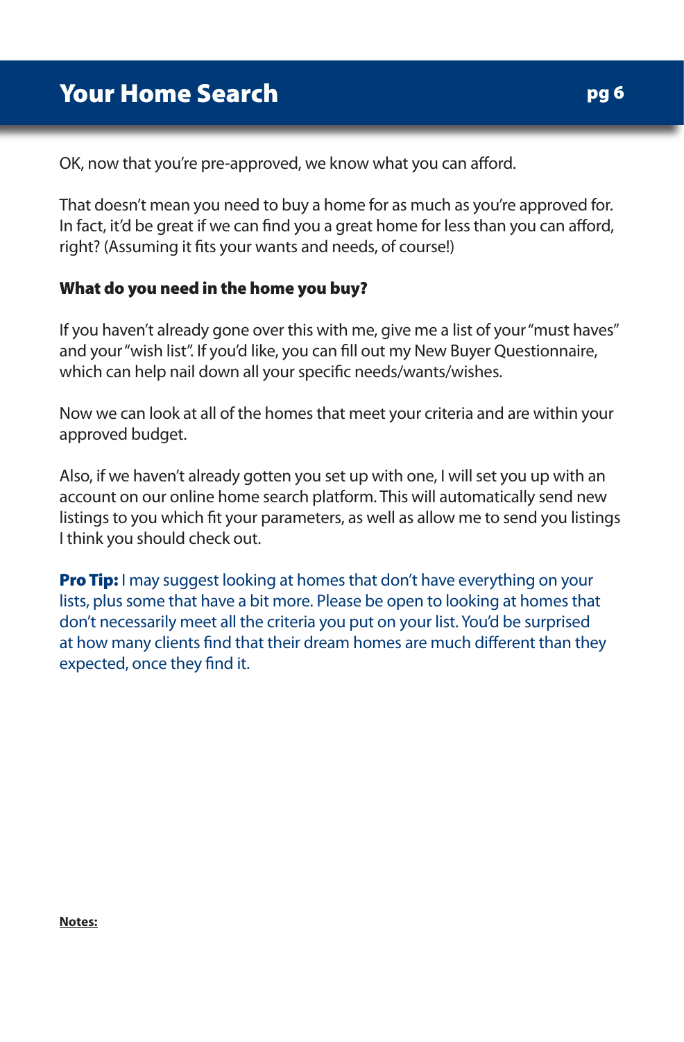# Your Home Search

OK, now that you're pre-approved, we know what you can afford.

That doesn't mean you need to buy a home for as much as you're approved for. In fact, it'd be great if we can find you a great home for less than you can afford, right? (Assuming it fits your wants and needs, of course!)

**What do you need in the home you buy?**

If you haven't already gone over this with me, give me a list of your "must haves" and your "wish list". If you'd like, you can fill out my New Buyer Questionnaire, which can help nail down all your specific needs/wants/wishes.

Now we can look at all of the homes that meet your criteria and are within your approved budget.

Also, if we haven't already gotten you set up with one, I will set you up with an account on our online home search platform. This will automatically send new listings to you which fit your parameters, as well as allow me to send you listings I think you should check out.

**Pro Tip:** I may suggest looking at homes that don't have everything on your lists, plus some that have a bit more. Please be open to looking at homes that don't necessarily meet all the criteria you put on your list. You'd be surprised at how many clients find that their dream homes are much different than they expected, once they find it.

**Notes:**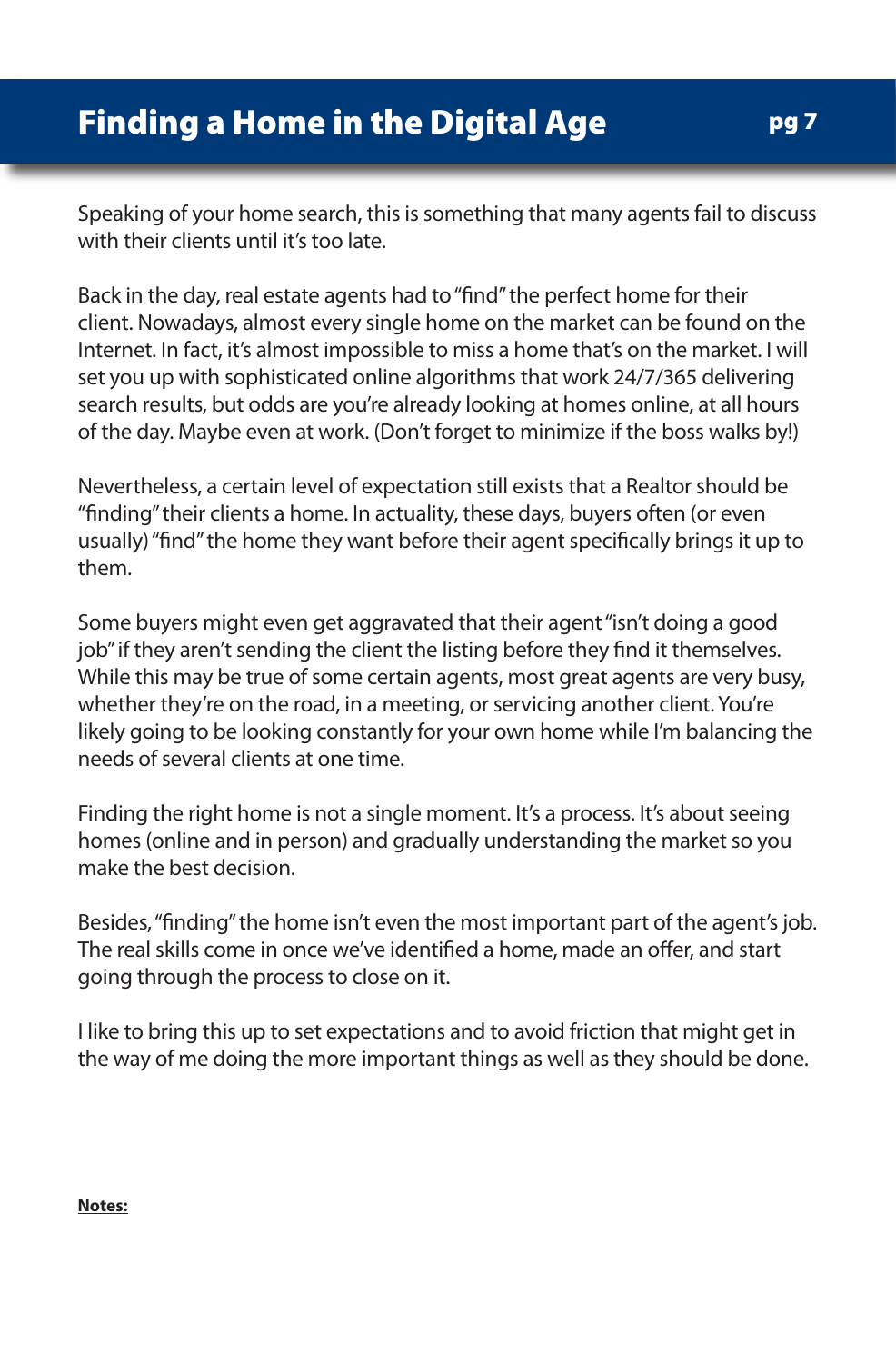# Finding a Home in the Digital Age

Speaking of your home search, this is something that many agents fail to discuss with their clients until it's too late.

Back in the day, real estate agents had to "find" the perfect home for their client. Nowadays, almost every single home on the market can be found on the Internet. In fact, it's almost impossible to miss a home that's on the market. I will set you up with sophisticated online algorithms that work 24/7/365 delivering search results, but odds are you're already looking at homes online, at all hours of the day. Maybe even at work. (Don't forget to minimize if the boss walks by!)

Nevertheless, a certain level of expectation still exists that a Realtor should be "finding" their clients a home. In actuality, these days, buyers often (or even usually) "find" the home they want before their agent specifically brings it up to them.

Some buyers might even get aggravated that their agent "isn't doing a good job" if they aren't sending the client the listing before they find it themselves. While this may be true of some certain agents, most great agents are very busy, whether they're on the road, in a meeting, or servicing another client. You're likely going to be looking constantly for your own home while I'm balancing the needs of several clients at one time.

Finding the right home is not a single moment. It's a process. It's about seeing homes (online and in person) and gradually understanding the market so you make the best decision.

Besides, "finding" the home isn't even the most important part of the agent's job. The real skills come in once we've identified a home, made an offer, and start going through the process to close on it.

I like to bring this up to set expectations and to avoid friction that might get in the way of me doing the more important things as well as they should be done.

**Notes:**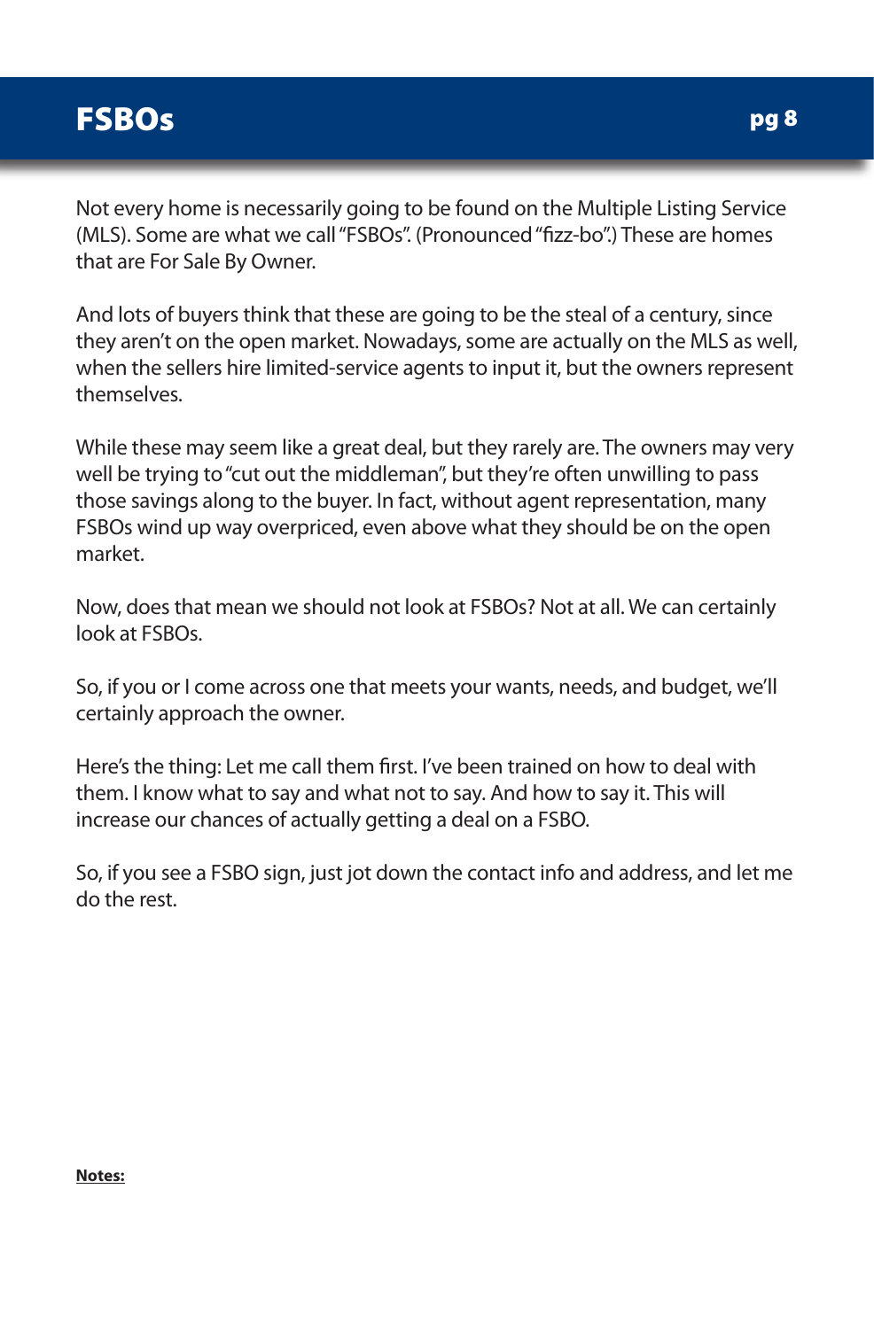# FSBOs

Not every home is necessarily going to be found on the Multiple Listing Service (MLS). Some are what we call "FSBOs". (Pronounced "fizz-bo".) These are homes that are For Sale By Owner.

And lots of buyers think that these are going to be the steal of a century, since they aren't on the open market. Nowadays, some are actually on the MLS as well, when the sellers hire limited-service agents to input it, but the owners represent themselves.

While these may seem like a great deal, but they rarely are. The owners may very well be trying to "cut out the middleman", but they're often unwilling to pass those savings along to the buyer. In fact, without agent representation, many FSBOs wind up way overpriced, even above what they should be on the open market.

Now, does that mean we should not look at FSBOs? Not at all. We can certainly look at FSBOs.

So, if you or I come across one that meets your wants, needs, and budget, we'll certainly approach the owner.

Here's the thing: Let me call them first. I've been trained on how to deal with them. I know what to say and what not to say. And how to say it. This will increase our chances of actually getting a deal on a FSBO.

So, if you see a FSBO sign, just jot down the contact info and address, and let me do the rest.

**Notes:**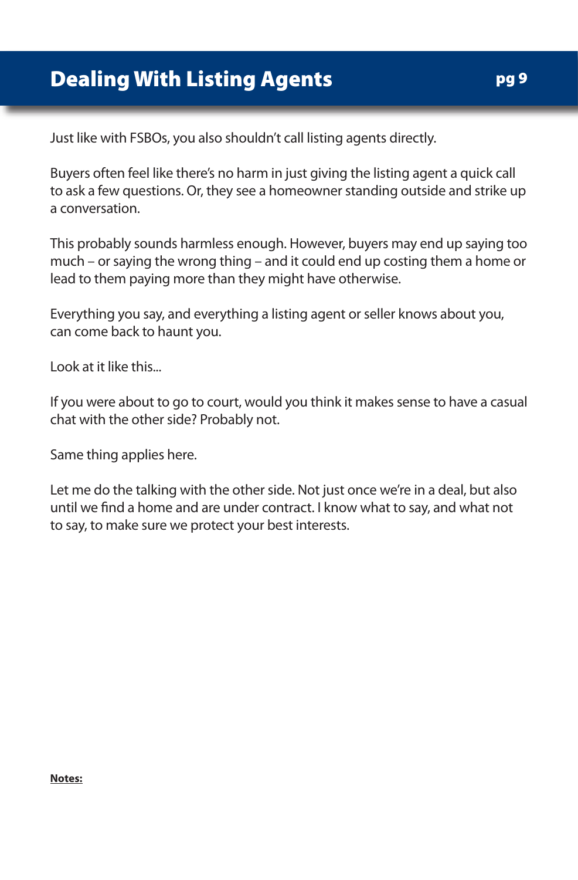# Dealing With Listing Agents

Just like with FSBOs, you also shouldn't call listing agents directly.

Buyers often feel like there's no harm in just giving the listing agent a quick call to ask a few questions. Or, they see a homeowner standing outside and strike up a conversation.

This probably sounds harmless enough. However, buyers may end up saying too much – or saying the wrong thing – and it could end up costing them a home or lead to them paying more than they might have otherwise.

Everything you say, and everything a listing agent or seller knows about you, can come back to haunt you.

Look at it like this...

If you were about to go to court, would you think it makes sense to have a casual chat with the other side? Probably not.

Same thing applies here.

Let me do the talking with the other side. Not just once we're in a deal, but also until we find a home and are under contract. I know what to say, and what not to say, to make sure we protect your best interests.

**Notes:**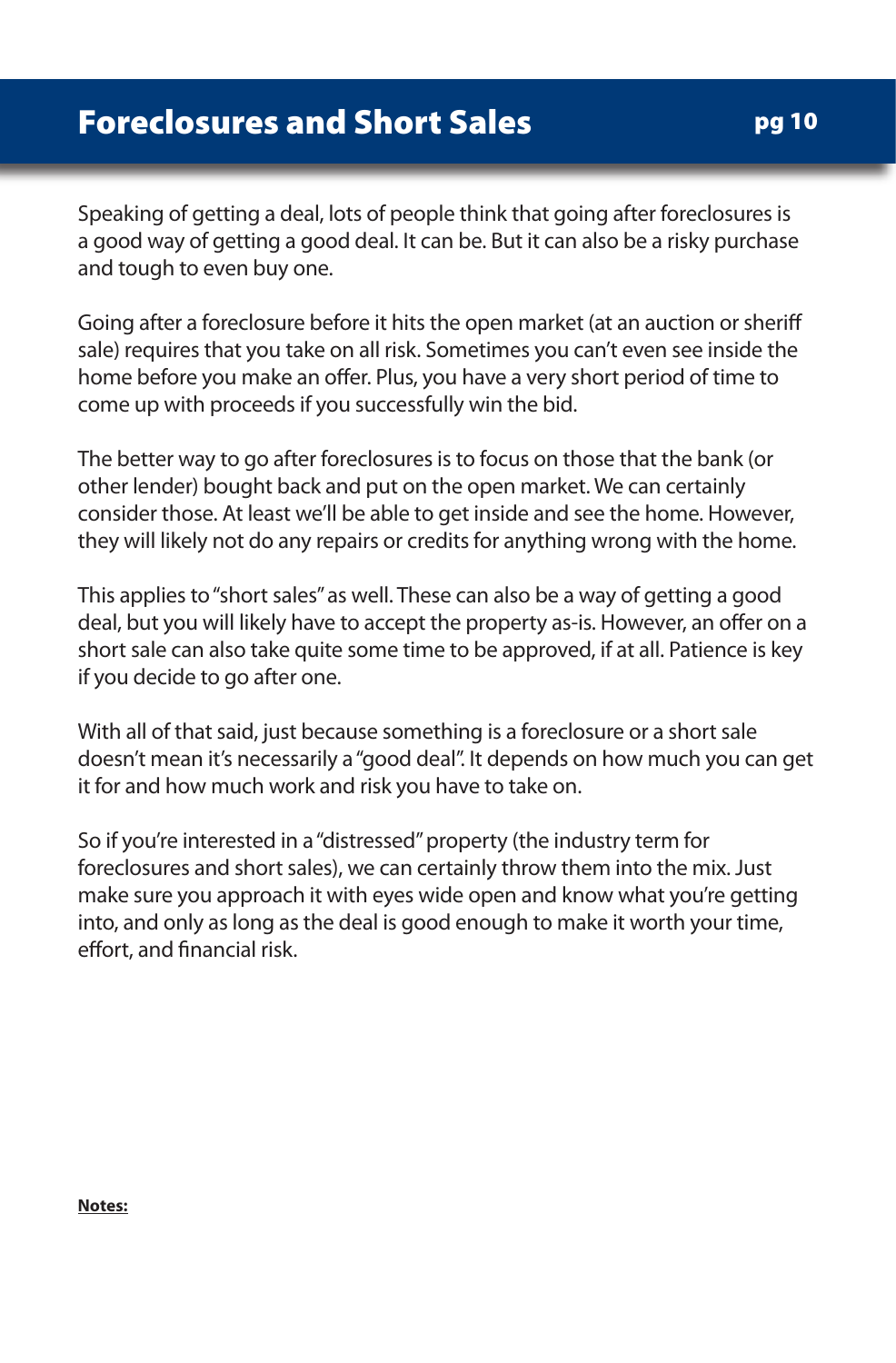# Foreclosures and Short Sales

Speaking of getting a deal, lots of people think that going after foreclosures is a good way of getting a good deal. It can be. But it can also be a risky purchase and tough to even buy one.

Going after a foreclosure before it hits the open market (at an auction or sheriff sale) requires that you take on all risk. Sometimes you can't even see inside the home before you make an offer. Plus, you have a very short period of time to come up with proceeds if you successfully win the bid.

The better way to go after foreclosures is to focus on those that the bank (or other lender) bought back and put on the open market. We can certainly consider those. At least we'll be able to get inside and see the home. However, they will likely not do any repairs or credits for anything wrong with the home.

This applies to "short sales" as well. These can also be a way of getting a good deal, but you will likely have to accept the property as-is. However, an offer on a short sale can also take quite some time to be approved, if at all. Patience is key if you decide to go after one.

With all of that said, just because something is a foreclosure or a short sale doesn't mean it's necessarily a "good deal". It depends on how much you can get it for and how much work and risk you have to take on.

So if you're interested in a "distressed" property (the industry term for foreclosures and short sales), we can certainly throw them into the mix. Just make sure you approach it with eyes wide open and know what you're getting into, and only as long as the deal is good enough to make it worth your time, effort, and financial risk.

**Notes:**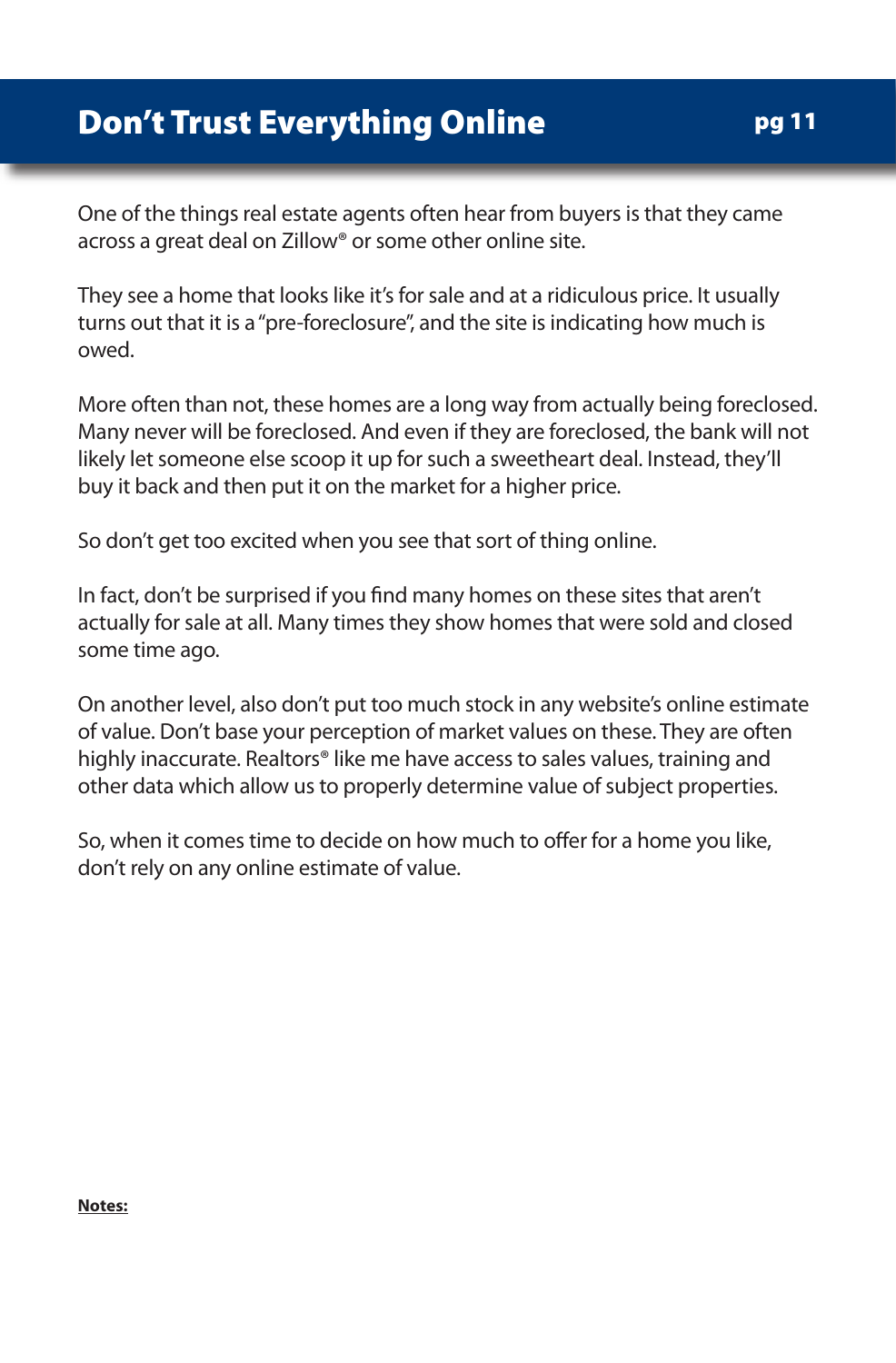# Don't Trust Everything Online

One of the things real estate agents often hear from buyers is that they came across a great deal on Zillow® or some other online site.

They see a home that looks like it's for sale and at a ridiculous price. It usually turns out that it is a "pre-foreclosure", and the site is indicating how much is owed.

More often than not, these homes are a long way from actually being foreclosed. Many never will be foreclosed. And even if they are foreclosed, the bank will not likely let someone else scoop it up for such a sweetheart deal. Instead, they'll buy it back and then put it on the market for a higher price.

So don't get too excited when you see that sort of thing online.

In fact, don't be surprised if you find many homes on these sites that aren't actually for sale at all. Many times they show homes that were sold and closed some time ago.

On another level, also don't put too much stock in any website's online estimate of value. Don't base your perception of market values on these. They are often highly inaccurate. Realtors® like me have access to sales values, training and other data which allow us to properly determine value of subject properties.

So, when it comes time to decide on how much to offer for a home you like, don't rely on any online estimate of value.

**Notes:**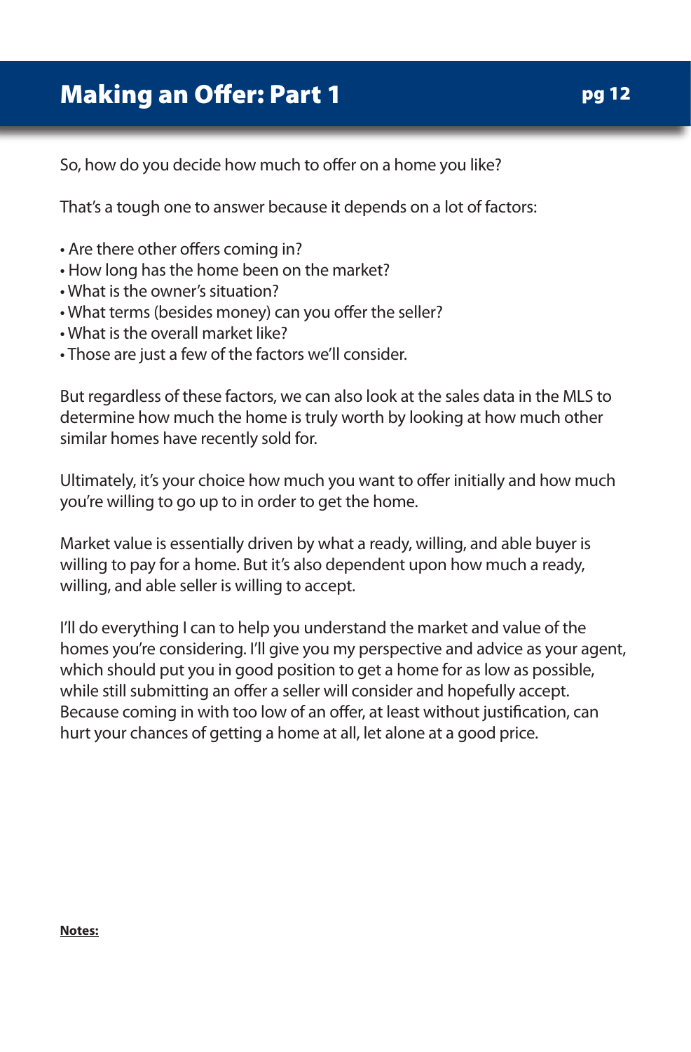# Making an Offer: Part 1

So, how do you decide how much to offer on a home you like?

That's a tough one to answer because it depends on a lot of factors:

- Are there other offers coming in?
- How long has the home been on the market?
- What is the owner's situation?
- What terms (besides money) can you offer the seller?
- What is the overall market like?
- Those are just a few of the factors we'll consider.

But regardless of these factors, we can also look at the sales data in the MLS to determine how much the home is truly worth by looking at how much other similar homes have recently sold for.

Ultimately, it's your choice how much you want to offer initially and how much you're willing to go up to in order to get the home.

Market value is essentially driven by what a ready, willing, and able buyer is willing to pay for a home. But it's also dependent upon how much a ready, willing, and able seller is willing to accept.

I'll do everything I can to help you understand the market and value of the homes you're considering. I'll give you my perspective and advice as your agent, which should put you in good position to get a home for as low as possible, while still submitting an offer a seller will consider and hopefully accept. Because coming in with too low of an offer, at least without justification, can hurt your chances of getting a home at all, let alone at a good price.

**Notes:**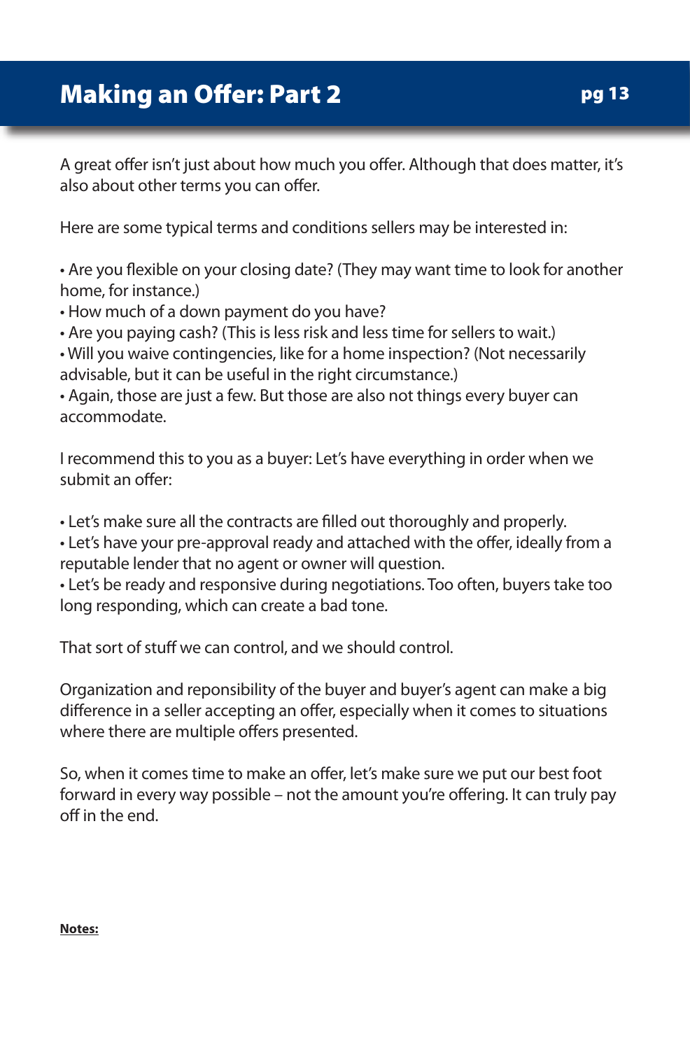# Making an Offer: Part 2

A great offer isn't just about how much you offer. Although that does matter, it's also about other terms you can offer.

Here are some typical terms and conditions sellers may be interested in:

- Are you flexible on your closing date? (They may want time to look for another home, for instance.)
- How much of a down payment do you have?
- Are you paying cash? (This is less risk and less time for sellers to wait.)
- Will you waive contingencies, like for a home inspection? (Not necessarily advisable, but it can be useful in the right circumstance.)
- Again, those are just a few. But those are also not things every buyer can accommodate.

I recommend this to you as a buyer: Let's have everything in order when we submit an offer:

- Let's make sure all the contracts are filled out thoroughly and properly.
- Let's have your pre-approval ready and attached with the offer, ideally from a reputable lender that no agent or owner will question.
- Let's be ready and responsive during negotiations. Too often, buyers take too long responding, which can create a bad tone.

That sort of stuff we can control, and we should control.

Organization and reponsibility of the buyer and buyer's agent can make a big difference in a seller accepting an offer, especially when it comes to situations where there are multiple offers presented.

So, when it comes time to make an offer, let's make sure we put our best foot forward in every way possible – not the amount you're offering. It can truly pay off in the end.

**Notes:**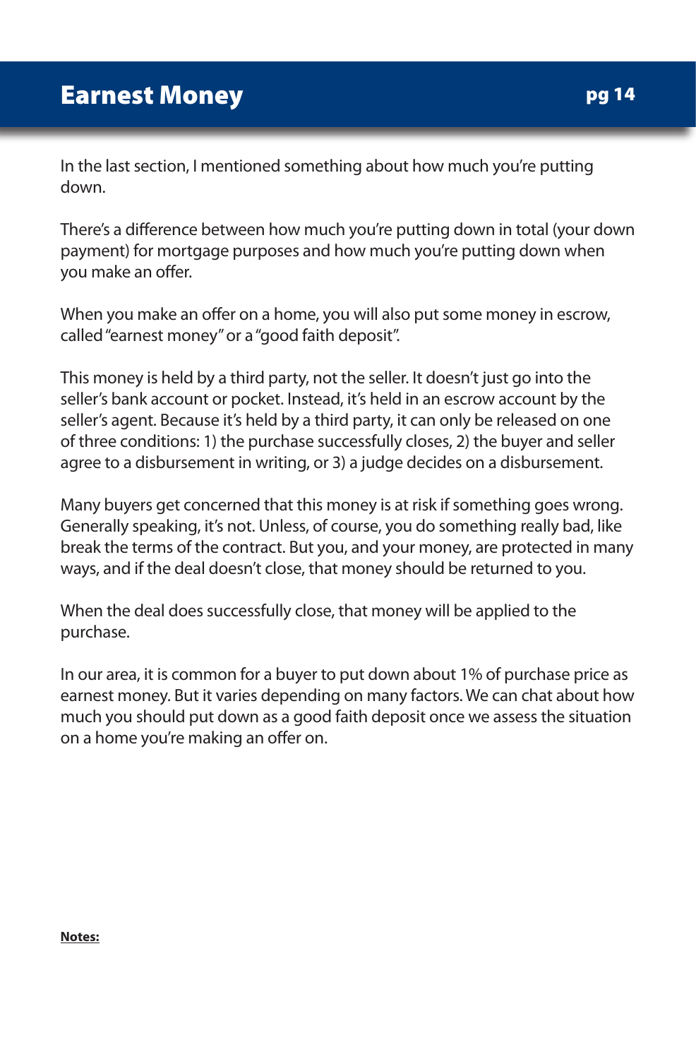# Earnest Money

In the last section, I mentioned something about how much you're putting down.

There's a difference between how much you're putting down in total (your down payment) for mortgage purposes and how much you're putting down when you make an offer.

When you make an offer on a home, you will also put some money in escrow, called "earnest money" or a "good faith deposit".

This money is held by a third party, not the seller. It doesn't just go into the seller's bank account or pocket. Instead, it's held in an escrow account by the seller's agent. Because it's held by a third party, it can only be released on one of three conditions: 1) the purchase successfully closes, 2) the buyer and seller agree to a disbursement in writing, or 3) a judge decides on a disbursement.

Many buyers get concerned that this money is at risk if something goes wrong. Generally speaking, it's not. Unless, of course, you do something really bad, like break the terms of the contract. But you, and your money, are protected in many ways, and if the deal doesn't close, that money should be returned to you.

When the deal does successfully close, that money will be applied to the purchase.

In our area, it is common for a buyer to put down about 1% of purchase price as earnest money. But it varies depending on many factors. We can chat about how much you should put down as a good faith deposit once we assess the situation on a home you're making an offer on.

**Notes:**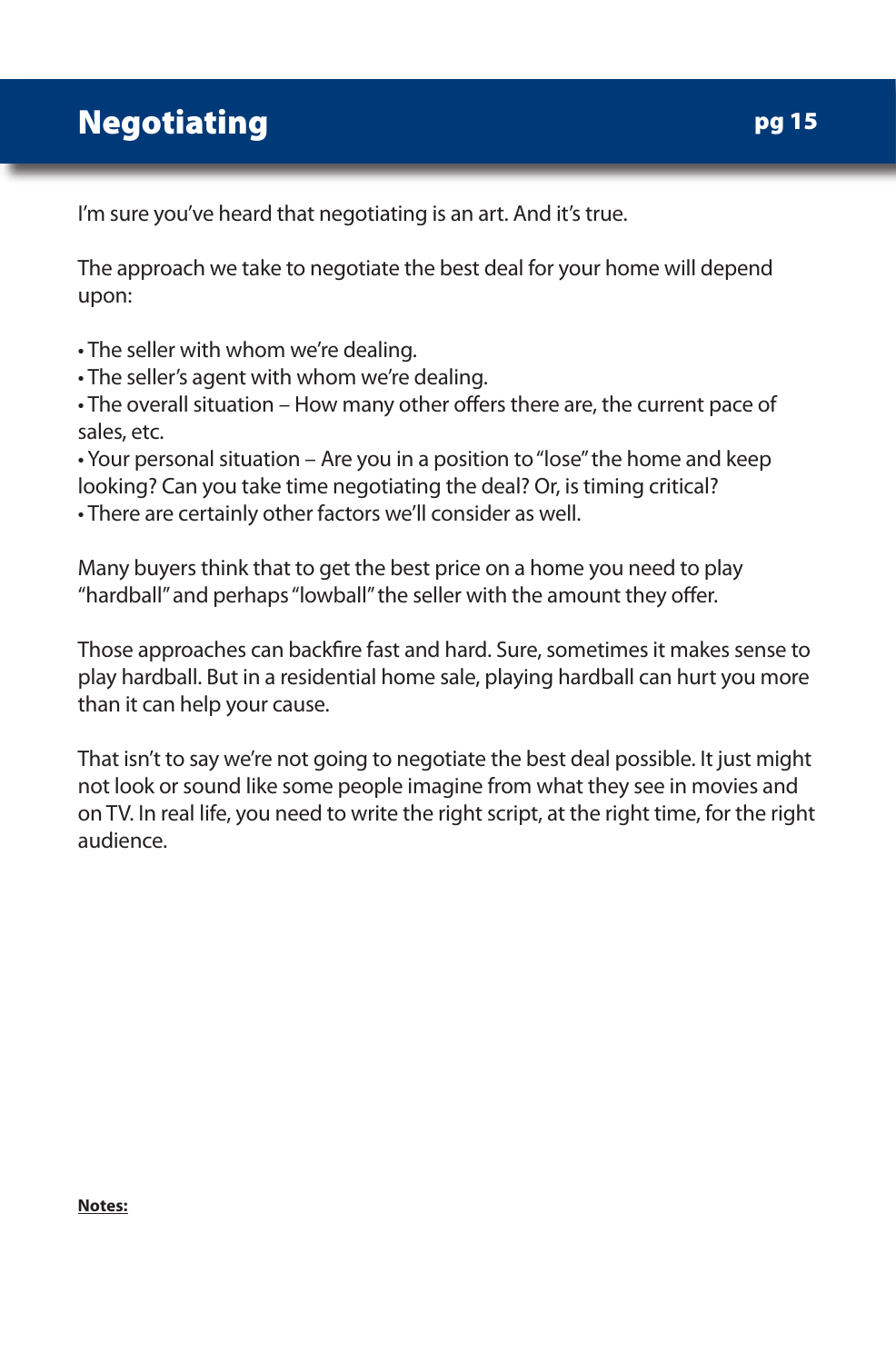# Negotiating

I'm sure you've heard that negotiating is an art. And it's true.

The approach we take to negotiate the best deal for your home will depend upon:

- The seller with whom we're dealing.
- The seller's agent with whom we're dealing.
- The overall situation – How many other offers there are, the current pace of sales, etc.
- Your personal situation – Are you in a position to "lose" the home and keep looking? Can you take time negotiating the deal? Or, is timing critical?
- There are certainly other factors we'll consider as well.

Many buyers think that to get the best price on a home you need to play "hardball" and perhaps "lowball" the seller with the amount they offer.

Those approaches can backfire fast and hard. Sure, sometimes it makes sense to play hardball. But in a residential home sale, playing hardball can hurt you more than it can help your cause.

That isn't to say we're not going to negotiate the best deal possible. It just might not look or sound like some people imagine from what they see in movies and on TV. In real life, you need to write the right script, at the right time, for the right audience.

**Notes:**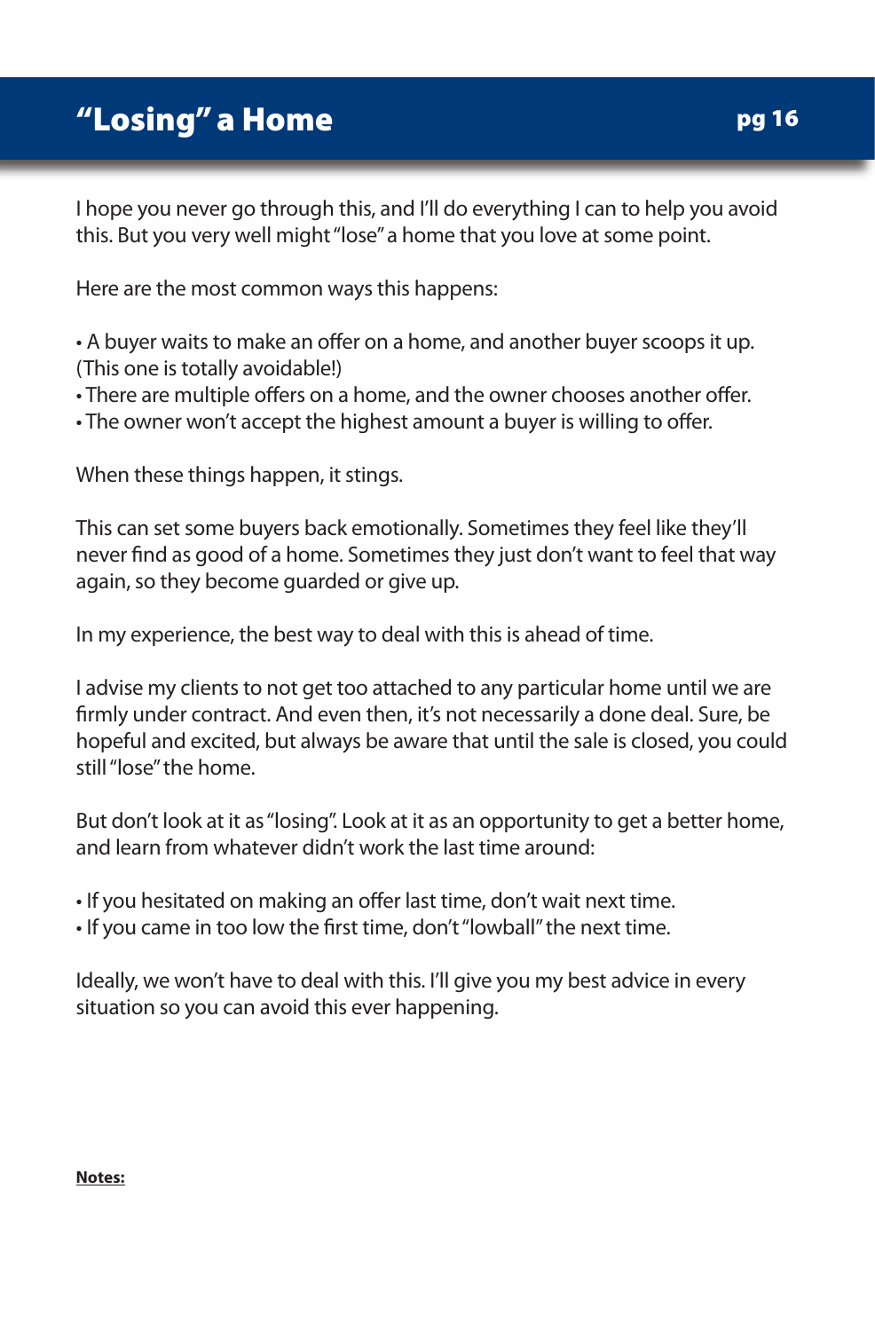# "Losing" a Home

I hope you never go through this, and I'll do everything I can to help you avoid this. But you very well might "lose" a home that you love at some point.

Here are the most common ways this happens:

- A buyer waits to make an offer on a home, and another buyer scoops it up. (This one is totally avoidable!)
- There are multiple offers on a home, and the owner chooses another offer.
- The owner won't accept the highest amount a buyer is willing to offer.

When these things happen, it stings.

This can set some buyers back emotionally. Sometimes they feel like they'll never find as good of a home. Sometimes they just don't want to feel that way again, so they become guarded or give up.

In my experience, the best way to deal with this is ahead of time.

I advise my clients to not get too attached to any particular home until we are firmly under contract. And even then, it's not necessarily a done deal. Sure, be hopeful and excited, but always be aware that until the sale is closed, you could still "lose" the home.

But don't look at it as "losing". Look at it as an opportunity to get a better home, and learn from whatever didn't work the last time around:

- If you hesitated on making an offer last time, don't wait next time.
- If you came in too low the first time, don't "lowball" the next time.

Ideally, we won't have to deal with this. I'll give you my best advice in every situation so you can avoid this ever happening.

**Notes:**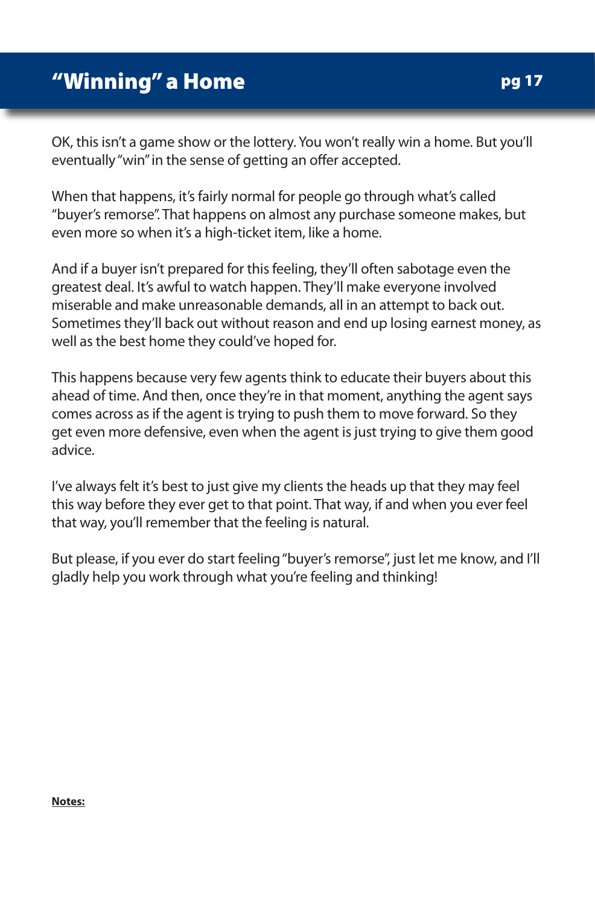# "Winning" a Home

OK, this isn't a game show or the lottery. You won't really win a home. But you'll eventually "win" in the sense of getting an offer accepted.

When that happens, it's fairly normal for people go through what's called "buyer's remorse". That happens on almost any purchase someone makes, but even more so when it's a high-ticket item, like a home.

And if a buyer isn't prepared for this feeling, they'll often sabotage even the greatest deal. It's awful to watch happen. They'll make everyone involved miserable and make unreasonable demands, all in an attempt to back out. Sometimes they'll back out without reason and end up losing earnest money, as well as the best home they could've hoped for.

This happens because very few agents think to educate their buyers about this ahead of time. And then, once they're in that moment, anything the agent says comes across as if the agent is trying to push them to move forward. So they get even more defensive, even when the agent is just trying to give them good advice.

I've always felt it's best to just give my clients the heads up that they may feel this way before they ever get to that point. That way, if and when you ever feel that way, you'll remember that the feeling is natural.

But please, if you ever do start feeling "buyer's remorse", just let me know, and I'll gladly help you work through what you're feeling and thinking!

**Notes:**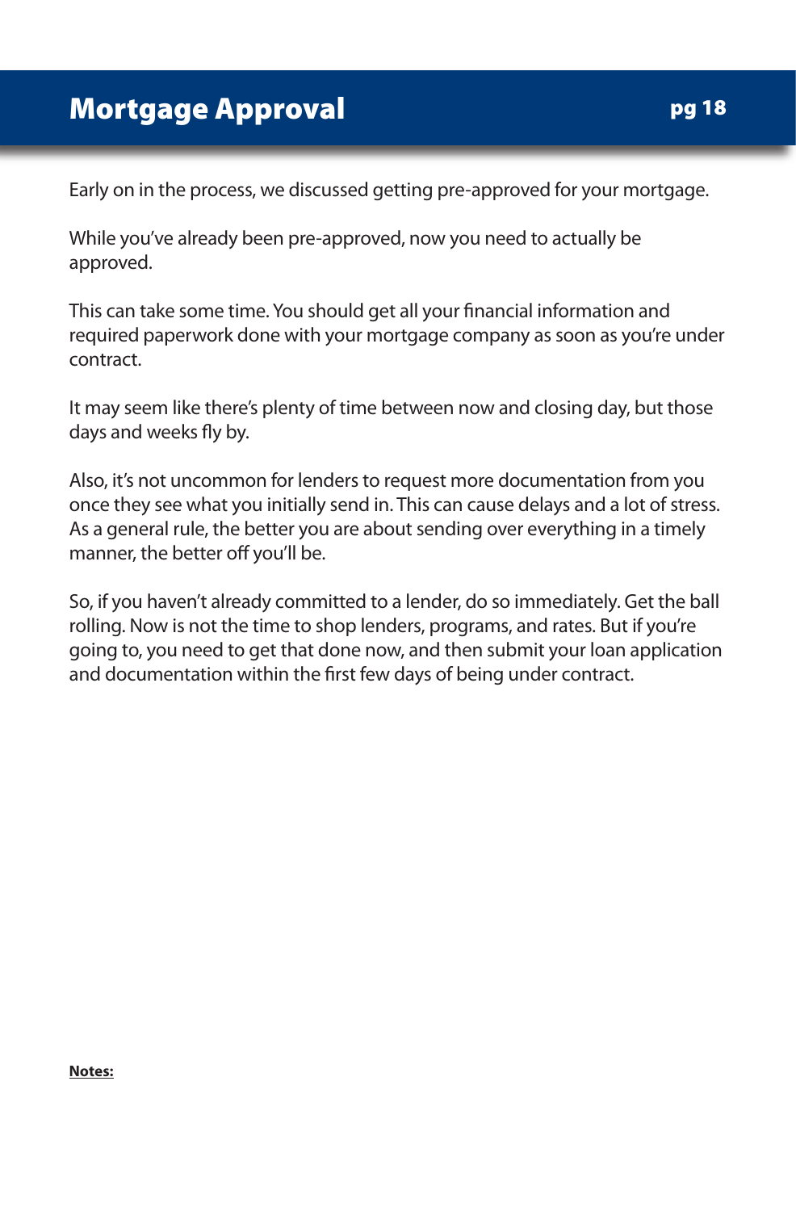# Mortgage Approval

Early on in the process, we discussed getting pre-approved for your mortgage.

While you've already been pre-approved, now you need to actually be approved.

This can take some time. You should get all your financial information and required paperwork done with your mortgage company as soon as you're under contract.

It may seem like there's plenty of time between now and closing day, but those days and weeks fly by.

Also, it's not uncommon for lenders to request more documentation from you once they see what you initially send in. This can cause delays and a lot of stress. As a general rule, the better you are about sending over everything in a timely manner, the better off you'll be.

So, if you haven't already committed to a lender, do so immediately. Get the ball rolling. Now is not the time to shop lenders, programs, and rates. But if you're going to, you need to get that done now, and then submit your loan application and documentation within the first few days of being under contract.

**Notes:**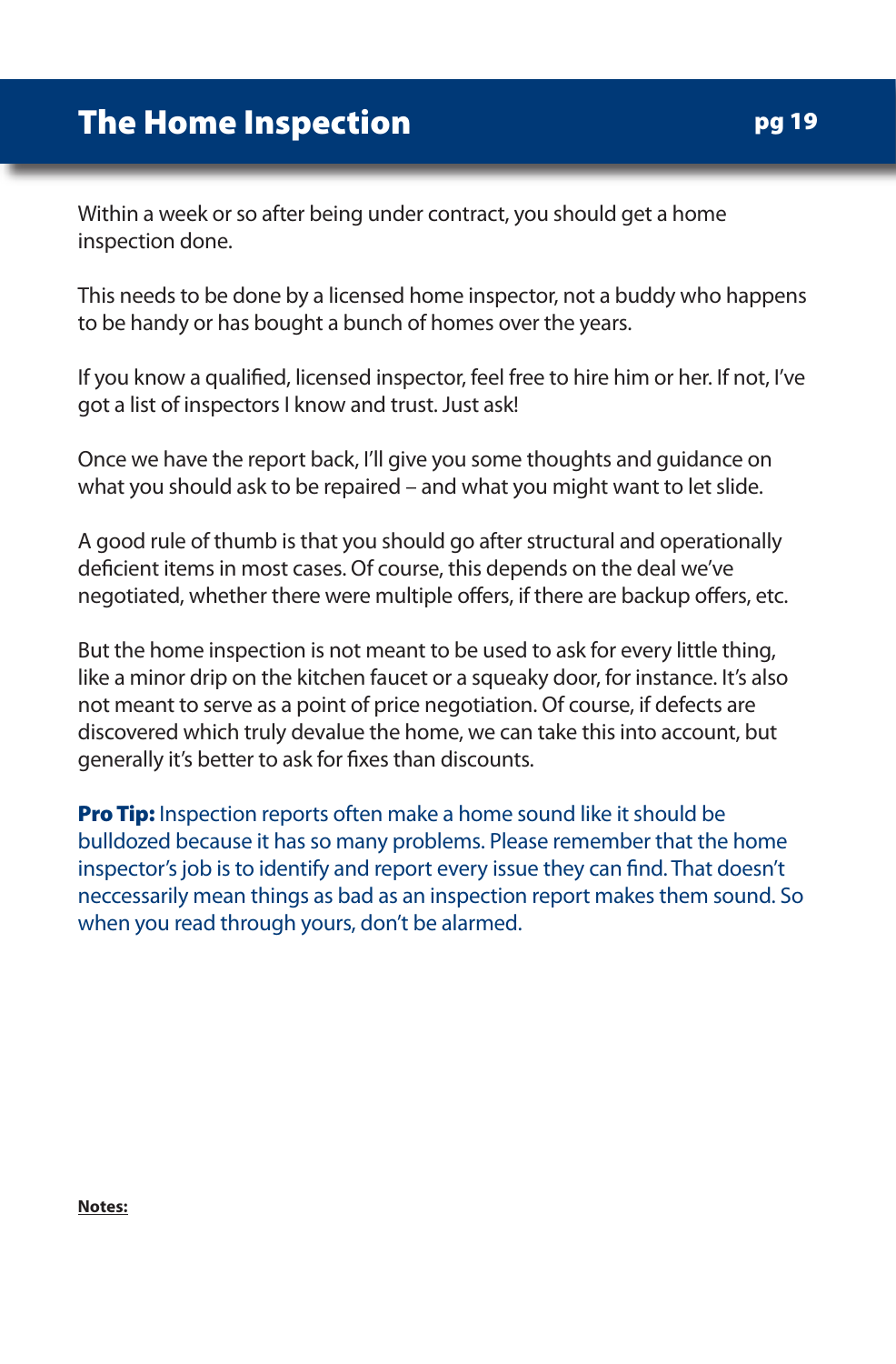# The Home Inspection

Within a week or so after being under contract, you should get a home inspection done.

This needs to be done by a licensed home inspector, not a buddy who happens to be handy or has bought a bunch of homes over the years.

If you know a qualified, licensed inspector, feel free to hire him or her. If not, I've got a list of inspectors I know and trust. Just ask!

Once we have the report back, I'll give you some thoughts and guidance on what you should ask to be repaired – and what you might want to let slide.

A good rule of thumb is that you should go after structural and operationally deficient items in most cases. Of course, this depends on the deal we've negotiated, whether there were multiple offers, if there are backup offers, etc.

But the home inspection is not meant to be used to ask for every little thing, like a minor drip on the kitchen faucet or a squeaky door, for instance. It's also not meant to serve as a point of price negotiation. Of course, if defects are discovered which truly devalue the home, we can take this into account, but generally it's better to ask for fixes than discounts.

**Pro Tip:** Inspection reports often make a home sound like it should be bulldozed because it has so many problems. Please remember that the home inspector's job is to identify and report every issue they can find. That doesn't neccessarily mean things as bad as an inspection report makes them sound. So when you read through yours, don't be alarmed.

**Notes:**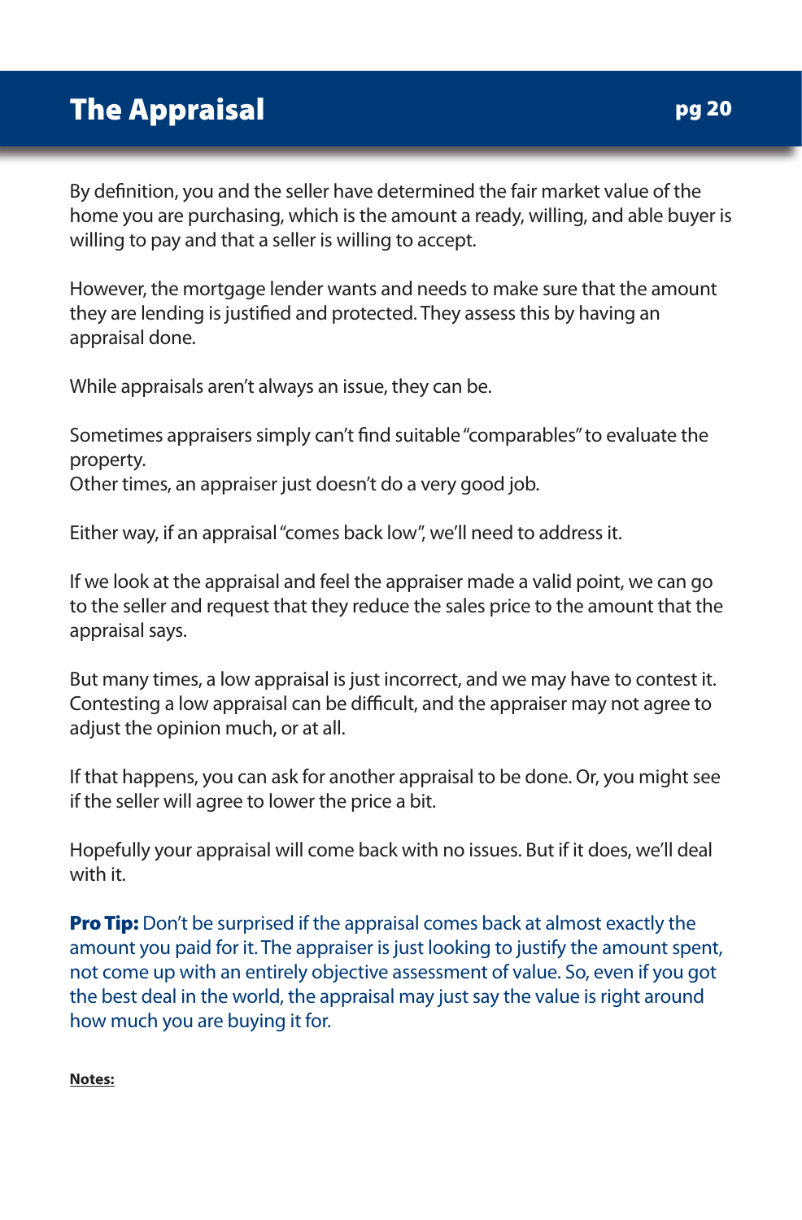# The Appraisal

By definition, you and the seller have determined the fair market value of the home you are purchasing, which is the amount a ready, willing, and able buyer is willing to pay and that a seller is willing to accept.

However, the mortgage lender wants and needs to make sure that the amount they are lending is justified and protected. They assess this by having an appraisal done.

While appraisals aren't always an issue, they can be.

Sometimes appraisers simply can't find suitable "comparables" to evaluate the property.
Other times, an appraiser just doesn't do a very good job.

Either way, if an appraisal "comes back low", we'll need to address it.

If we look at the appraisal and feel the appraiser made a valid point, we can go to the seller and request that they reduce the sales price to the amount that the appraisal says.

But many times, a low appraisal is just incorrect, and we may have to contest it. Contesting a low appraisal can be difficult, and the appraiser may not agree to adjust the opinion much, or at all.

If that happens, you can ask for another appraisal to be done. Or, you might see if the seller will agree to lower the price a bit.

Hopefully your appraisal will come back with no issues. But if it does, we'll deal with it.

**Pro Tip:** Don't be surprised if the appraisal comes back at almost exactly the amount you paid for it. The appraiser is just looking to justify the amount spent, not come up with an entirely objective assessment of value. So, even if you got the best deal in the world, the appraisal may just say the value is right around how much you are buying it for.

**Notes:**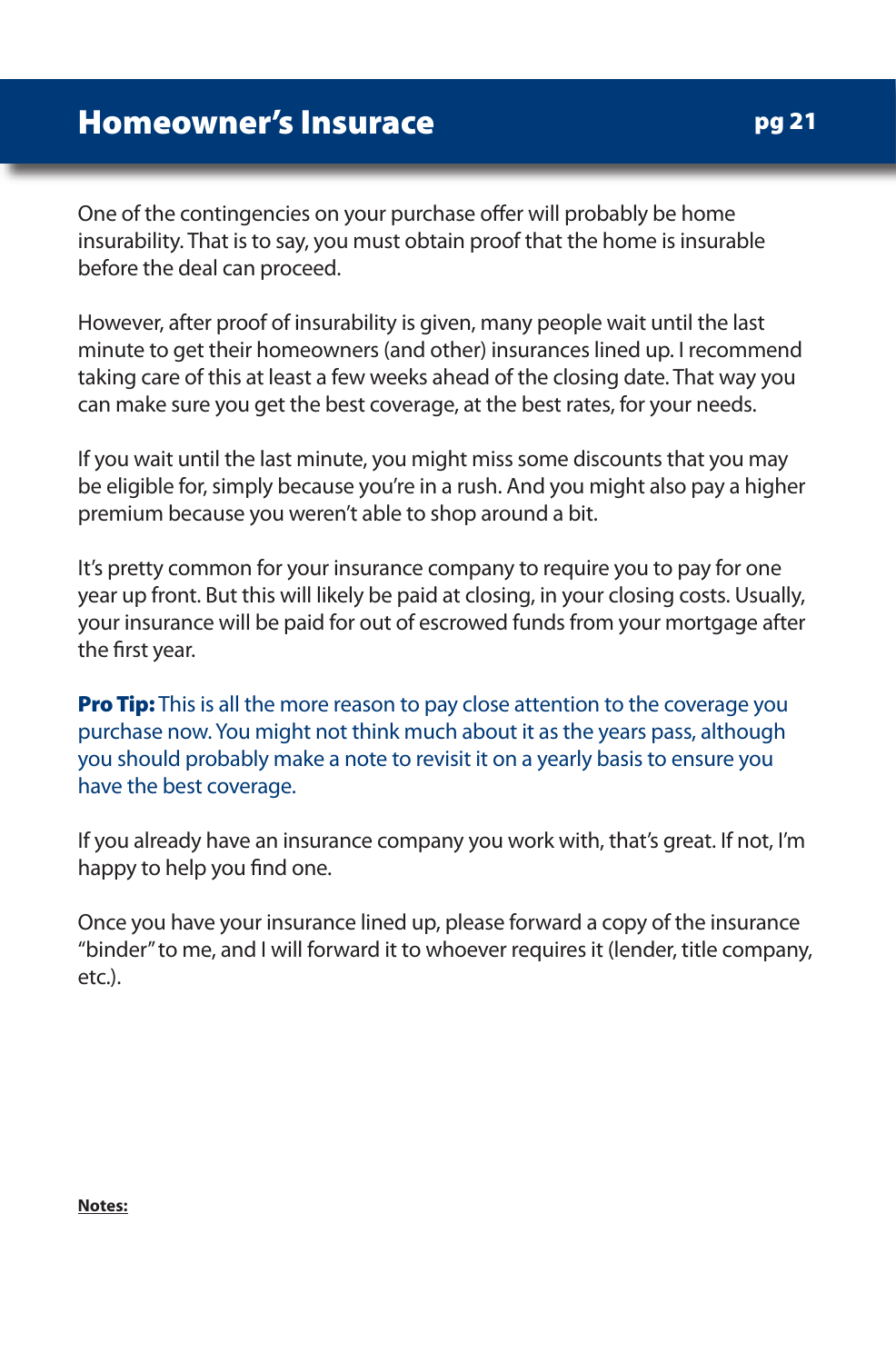# Homeowner's Insurace

One of the contingencies on your purchase offer will probably be home insurability. That is to say, you must obtain proof that the home is insurable before the deal can proceed.

However, after proof of insurability is given, many people wait until the last minute to get their homeowners (and other) insurances lined up. I recommend taking care of this at least a few weeks ahead of the closing date. That way you can make sure you get the best coverage, at the best rates, for your needs.

If you wait until the last minute, you might miss some discounts that you may be eligible for, simply because you're in a rush. And you might also pay a higher premium because you weren't able to shop around a bit.

It's pretty common for your insurance company to require you to pay for one year up front. But this will likely be paid at closing, in your closing costs. Usually, your insurance will be paid for out of escrowed funds from your mortgage after the first year.

**Pro Tip:** This is all the more reason to pay close attention to the coverage you purchase now. You might not think much about it as the years pass, although you should probably make a note to revisit it on a yearly basis to ensure you have the best coverage.

If you already have an insurance company you work with, that's great. If not, I'm happy to help you find one.

Once you have your insurance lined up, please forward a copy of the insurance "binder" to me, and I will forward it to whoever requires it (lender, title company, etc.).

**Notes:**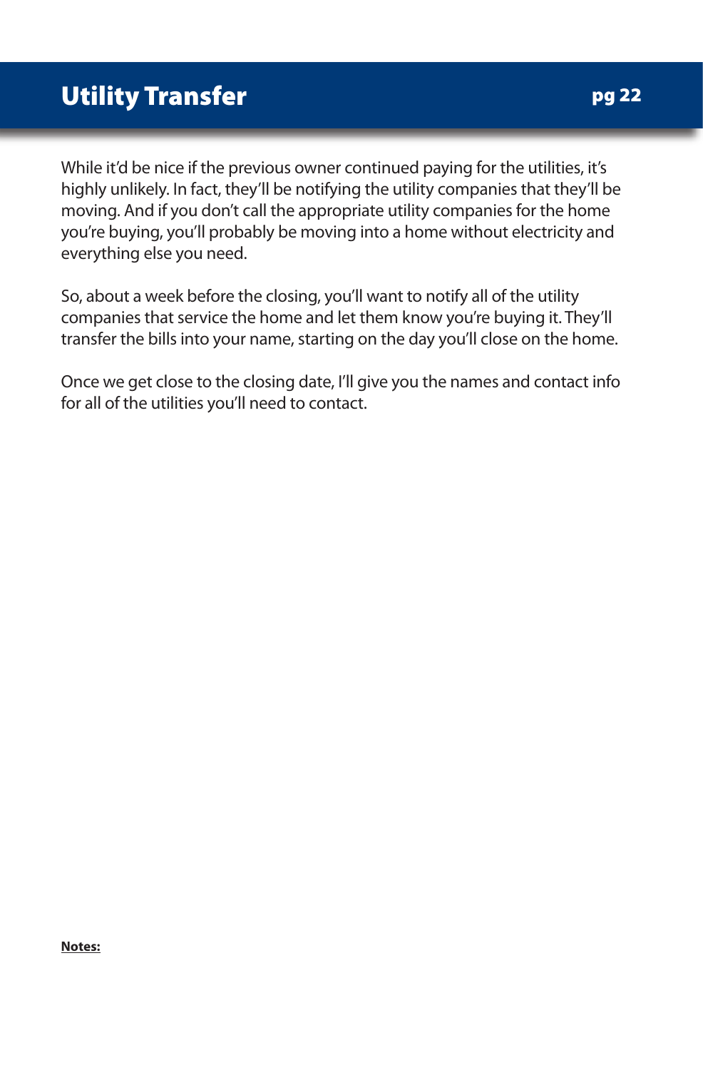# Utility Transfer

While it'd be nice if the previous owner continued paying for the utilities, it's highly unlikely. In fact, they'll be notifying the utility companies that they'll be moving. And if you don't call the appropriate utility companies for the home you're buying, you'll probably be moving into a home without electricity and everything else you need.

So, about a week before the closing, you'll want to notify all of the utility companies that service the home and let them know you're buying it. They'll transfer the bills into your name, starting on the day you'll close on the home.

Once we get close to the closing date, I'll give you the names and contact info for all of the utilities you'll need to contact.

**Notes:**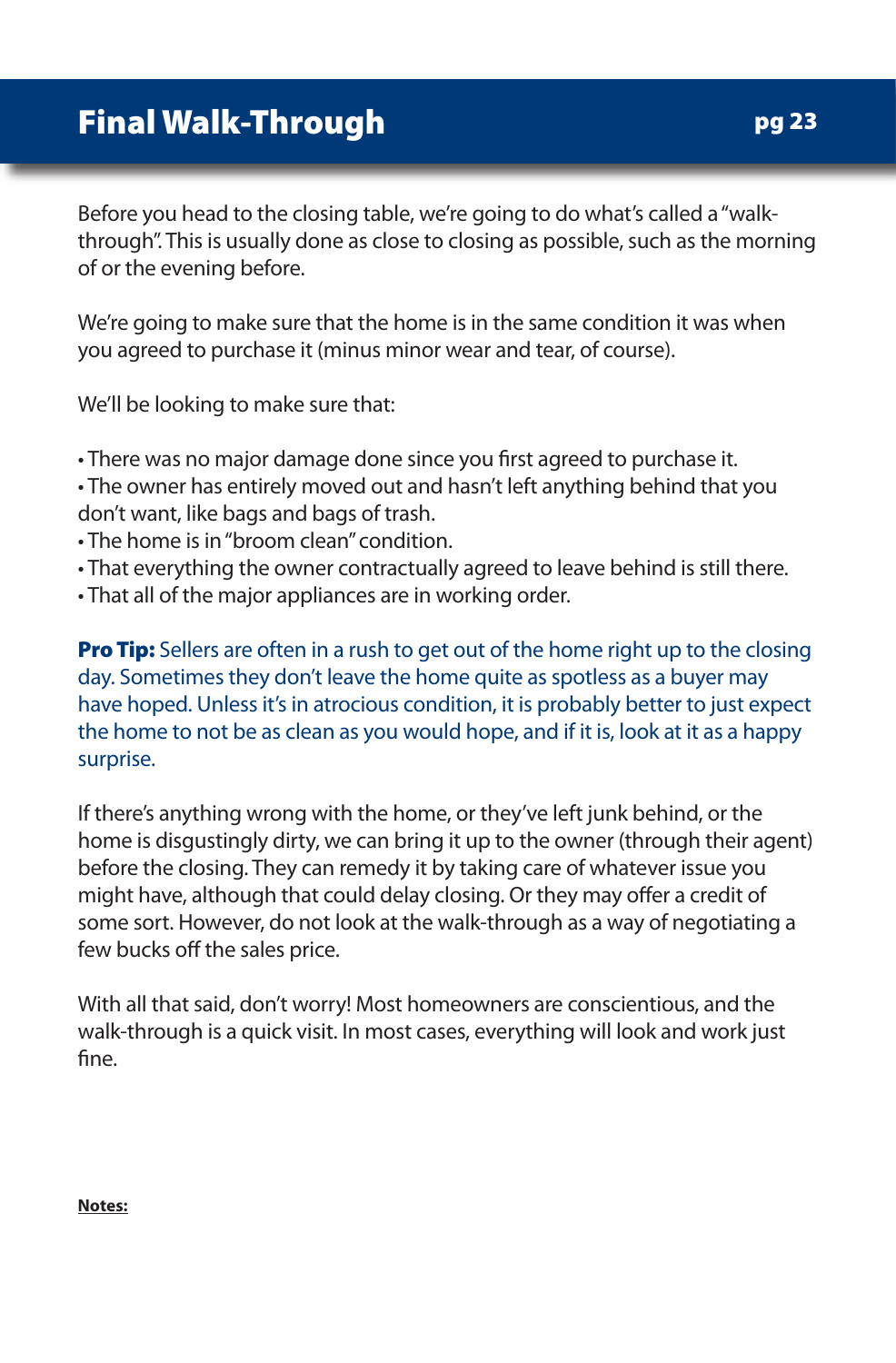# Final Walk-Through

Before you head to the closing table, we're going to do what's called a "walk-through". This is usually done as close to closing as possible, such as the morning of or the evening before.

We're going to make sure that the home is in the same condition it was when you agreed to purchase it (minus minor wear and tear, of course).

We'll be looking to make sure that:

- There was no major damage done since you first agreed to purchase it.
- The owner has entirely moved out and hasn't left anything behind that you don't want, like bags and bags of trash.
- The home is in "broom clean" condition.
- That everything the owner contractually agreed to leave behind is still there.
- That all of the major appliances are in working order.

**Pro Tip:** Sellers are often in a rush to get out of the home right up to the closing day. Sometimes they don't leave the home quite as spotless as a buyer may have hoped. Unless it's in atrocious condition, it is probably better to just expect the home to not be as clean as you would hope, and if it is, look at it as a happy surprise.

If there's anything wrong with the home, or they've left junk behind, or the home is disgustingly dirty, we can bring it up to the owner (through their agent) before the closing. They can remedy it by taking care of whatever issue you might have, although that could delay closing. Or they may offer a credit of some sort. However, do not look at the walk-through as a way of negotiating a few bucks off the sales price.

With all that said, don't worry! Most homeowners are conscientious, and the walk-through is a quick visit. In most cases, everything will look and work just fine.

**Notes:**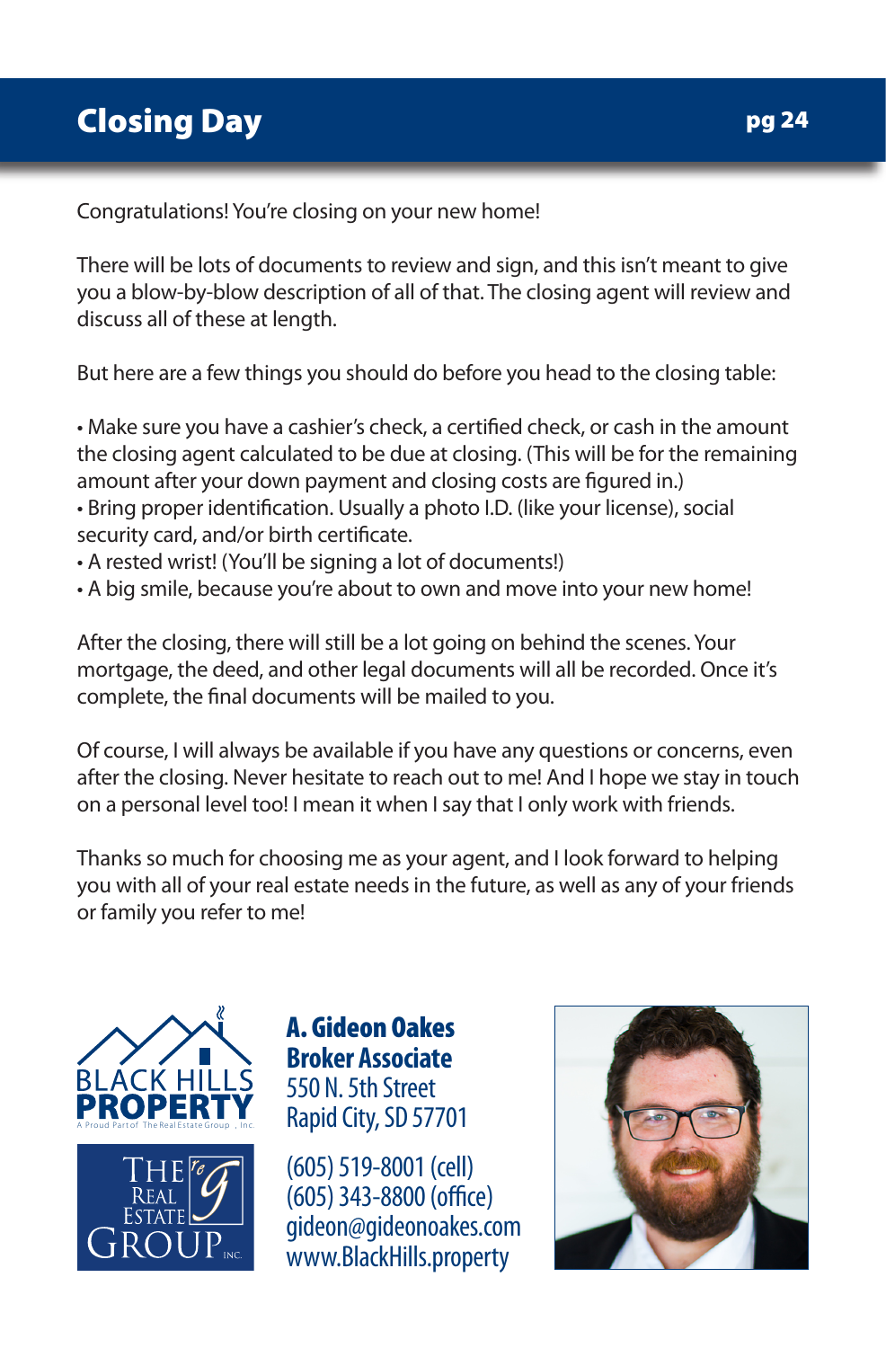# Closing Day

Congratulations! You're closing on your new home!

There will be lots of documents to review and sign, and this isn't meant to give you a blow-by-blow description of all of that. The closing agent will review and discuss all of these at length.

But here are a few things you should do before you head to the closing table:

- Make sure you have a cashier's check, a certified check, or cash in the amount the closing agent calculated to be due at closing. (This will be for the remaining amount after your down payment and closing costs are figured in.)
- Bring proper identification. Usually a photo I.D. (like your license), social security card, and/or birth certificate.
- A rested wrist! (You'll be signing a lot of documents!)
- A big smile, because you're about to own and move into your new home!

After the closing, there will still be a lot going on behind the scenes. Your mortgage, the deed, and other legal documents will all be recorded. Once it's complete, the final documents will be mailed to you.

Of course, I will always be available if you have any questions or concerns, even after the closing. Never hesitate to reach out to me! And I hope we stay in touch on a personal level too! I mean it when I say that I only work with friends.

Thanks so much for choosing me as your agent, and I look forward to helping you with all of your real estate needs in the future, as well as any of your friends or family you refer to me!

BLACK HILLS PROPERTY
A Proud Part of The Real Estate Group, Inc.

THE REAL ESTATE GROUP INC.

**A. Gideon Oakes**
**Broker Associate**
550 N. 5th Street
Rapid City, SD 57701

(605) 519-8001 (cell)
(605) 343-8800 (office)
gideon@gideonoakes.com
www.BlackHills.property